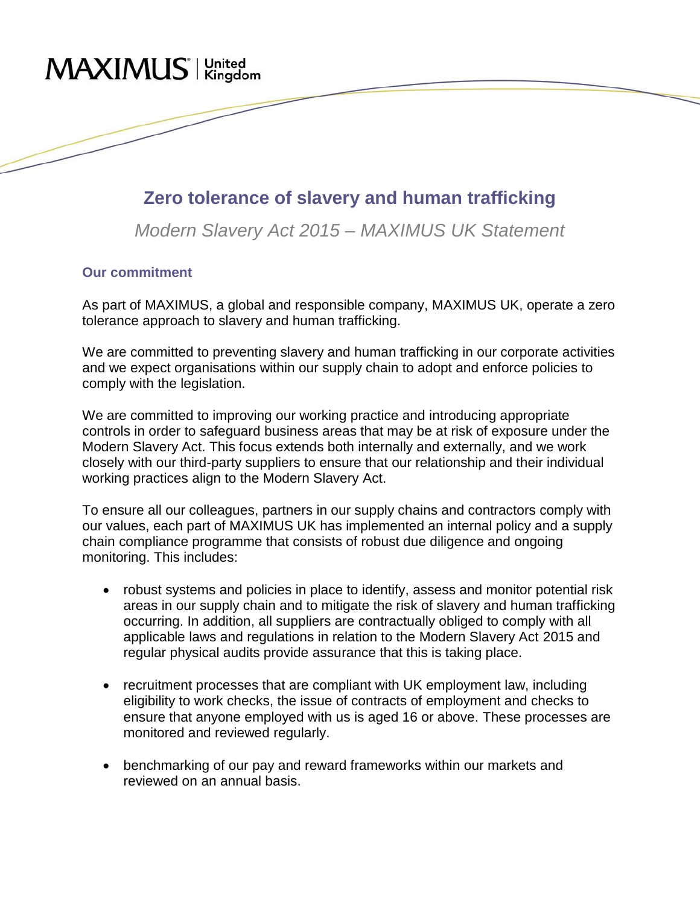MAXIMUS | United Kingdom

# Zero tolerance of slavery and human trafficking

*Modern Slavery Act 2015 – MAXIMUS UK Statement*

## Our commitment

As part of MAXIMUS, a global and responsible company, MAXIMUS UK, operate a zero tolerance approach to slavery and human trafficking.

We are committed to preventing slavery and human trafficking in our corporate activities and we expect organisations within our supply chain to adopt and enforce policies to comply with the legislation.

We are committed to improving our working practice and introducing appropriate controls in order to safeguard business areas that may be at risk of exposure under the Modern Slavery Act. This focus extends both internally and externally, and we work closely with our third-party suppliers to ensure that our relationship and their individual working practices align to the Modern Slavery Act.

To ensure all our colleagues, partners in our supply chains and contractors comply with our values, each part of MAXIMUS UK has implemented an internal policy and a supply chain compliance programme that consists of robust due diligence and ongoing monitoring. This includes:

- robust systems and policies in place to identify, assess and monitor potential risk areas in our supply chain and to mitigate the risk of slavery and human trafficking occurring. In addition, all suppliers are contractually obliged to comply with all applicable laws and regulations in relation to the Modern Slavery Act 2015 and regular physical audits provide assurance that this is taking place.

- recruitment processes that are compliant with UK employment law, including eligibility to work checks, the issue of contracts of employment and checks to ensure that anyone employed with us is aged 16 or above. These processes are monitored and reviewed regularly.

- benchmarking of our pay and reward frameworks within our markets and reviewed on an annual basis.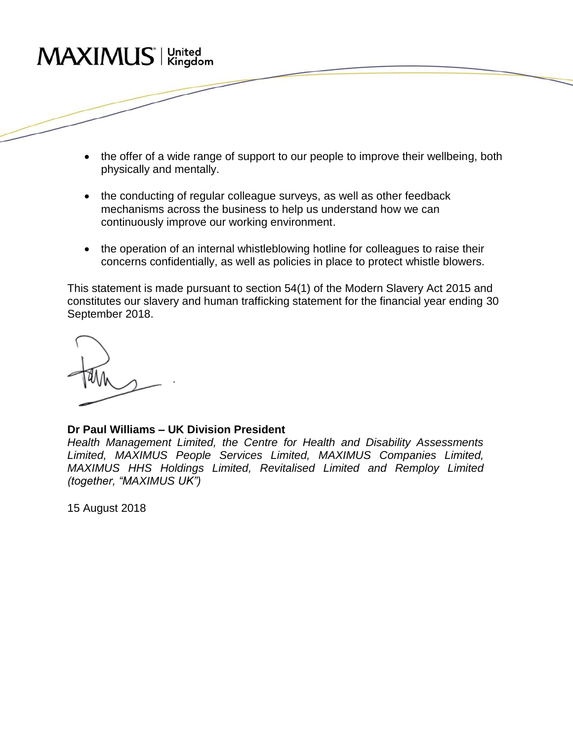- the offer of a wide range of support to our people to improve their wellbeing, both physically and mentally.

- the conducting of regular colleague surveys, as well as other feedback mechanisms across the business to help us understand how we can continuously improve our working environment.

- the operation of an internal whistleblowing hotline for colleagues to raise their concerns confidentially, as well as policies in place to protect whistle blowers.

This statement is made pursuant to section 54(1) of the Modern Slavery Act 2015 and constitutes our slavery and human trafficking statement for the financial year ending 30 September 2018.

**Dr Paul Williams – UK Division President**
*Health Management Limited, the Centre for Health and Disability Assessments Limited, MAXIMUS People Services Limited, MAXIMUS Companies Limited, MAXIMUS HHS Holdings Limited, Revitalised Limited and Remploy Limited (together, "MAXIMUS UK")*

15 August 2018